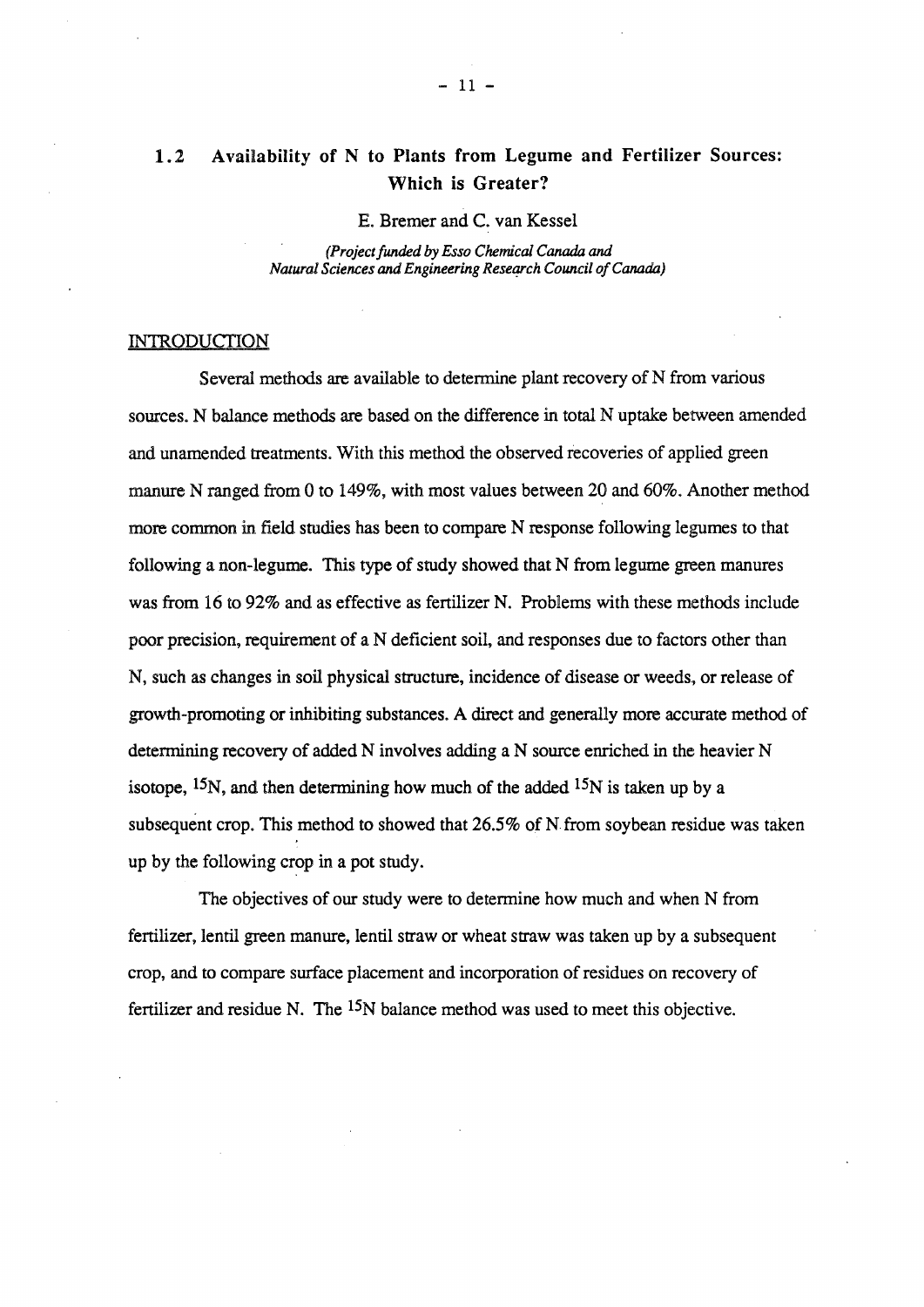## 1.2 Availability of N to Plants from Legume and Fertilizer Sources: Which is Greater?

E. Bremer and C. van Kessel

*(Project funded by Esso Chemical Canada and Natural Sciences and Engineering Research Council of Canada)*

### INTRODUCTION

Several methods are available to determine plant recovery of N from various sources. N balance methods are based on the difference in total N uptake between amended and unamended treatments. With this method the observed recoveries of applied green manure N ranged from 0 to 149%, with most values between 20 and 60%. Another method more common in field studies has been to compare N response following legumes to that following a non-legume. This type of study showed that N from legume green manures was from 16 to 92% and as effective as fertilizer N. Problems with these methods include poor precision, requirement of a N deficient soil, and responses due to factors other than N, such as changes in soil physical structure, incidence of disease or weeds, or release of growth-promoting or inhibiting substances. A direct and generally more accurate method of determining recovery of added N involves adding a N source enriched in the heavier N isotope, $^{15}N$, and then determining how much of the added $^{15}N$ is taken up by a subsequent crop. This method to showed that 26.5% of N from soybean residue was taken up by the following crop in a pot study.

The objectives of our study were to determine how much and when N from fertilizer, lentil green manure, lentil straw or wheat straw was taken up by a subsequent crop, and to compare surface placement and incorporation of residues on recovery of fertilizer and residue N. The $^{15}N$ balance method was used to meet this objective.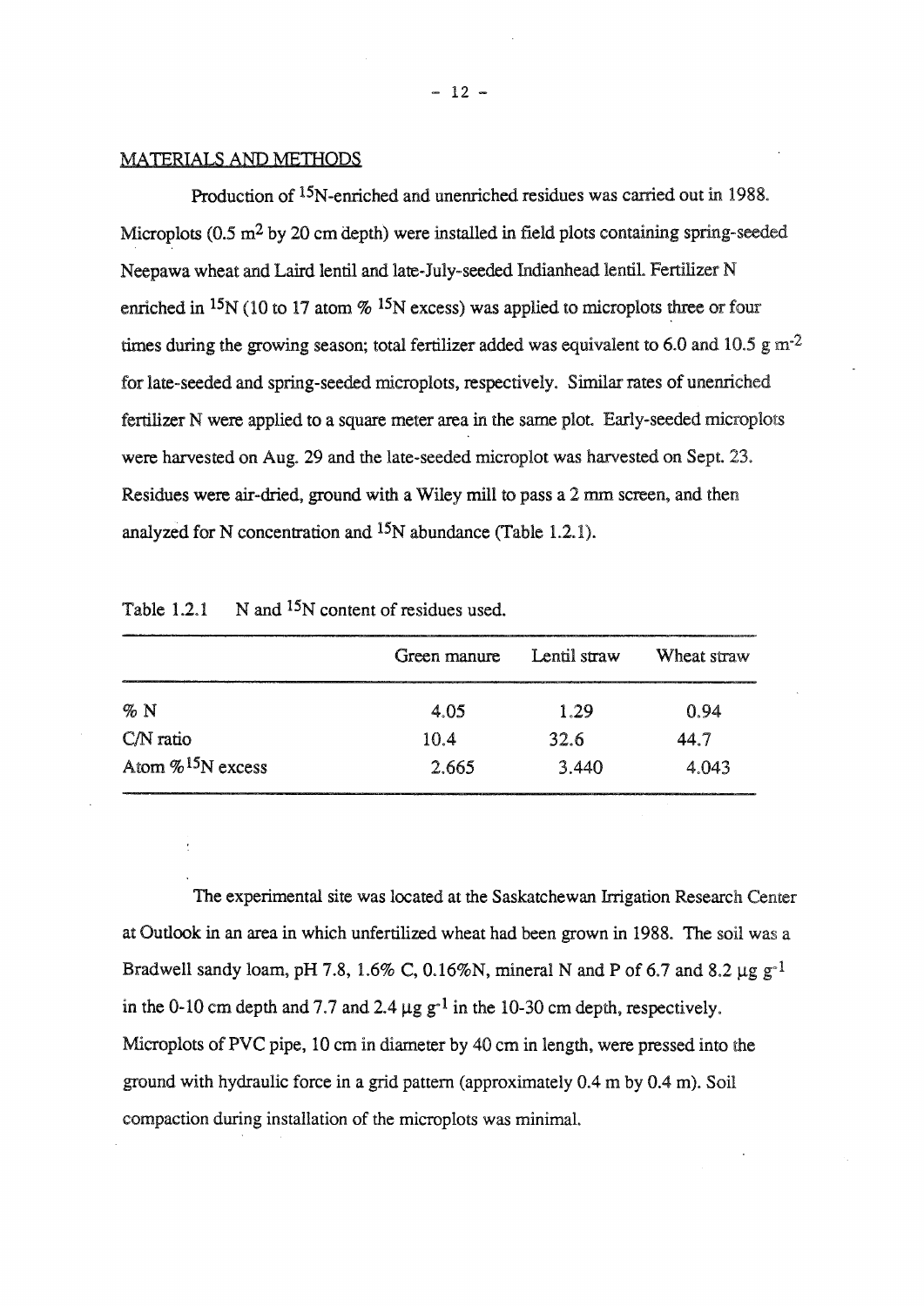## MATERIALS AND METHODS

Production of $^{15}N$-enriched and unenriched residues was carried out in 1988. Microplots (0.5 $m^2$ by 20 cm depth) were installed in field plots containing spring-seeded Neepawa wheat and Laird lentil and late-July-seeded Indianhead lentil. Fertilizer N enriched in $^{15}N$ (10 to 17 atom % $^{15}N$ excess) was applied to microplots three or four times during the growing season; total fertilizer added was equivalent to 6.0 and 10.5 g $m^{-2}$ for late-seeded and spring-seeded microplots, respectively. Similar rates of unenriched fertilizer N were applied to a square meter area in the same plot. Early-seeded microplots were harvested on Aug. 29 and the late-seeded microplot was harvested on Sept. 23. Residues were air-dried, ground with a Wiley mill to pass a 2 mm screen, and then analyzed for N concentration and $^{15}N$ abundance (Table 1.2.1).

Table 1.2.1 N and $^{15}N$ content of residues used.

| | Green manure | Lentil straw | Wheat straw |
|---|---|---|---|
| % N | 4.05 | 1.29 | 0.94 |
| C/N ratio | 10.4 | 32.6 | 44.7 |
| Atom % $^{15}N$ excess | 2.665 | 3.440 | 4.043 |

The experimental site was located at the Saskatchewan Irrigation Research Center at Outlook in an area in which unfertilized wheat had been grown in 1988. The soil was a Bradwell sandy loam, pH 7.8, 1.6% C, 0.16%N, mineral N and P of 6.7 and 8.2 $\mu g\ g^{-1}$ in the 0-10 cm depth and 7.7 and 2.4 $\mu g\ g^{-1}$ in the 10-30 cm depth, respectively. Microplots of PVC pipe, 10 cm in diameter by 40 cm in length, were pressed into the ground with hydraulic force in a grid pattern (approximately 0.4 m by 0.4 m). Soil compaction during installation of the microplots was minimal.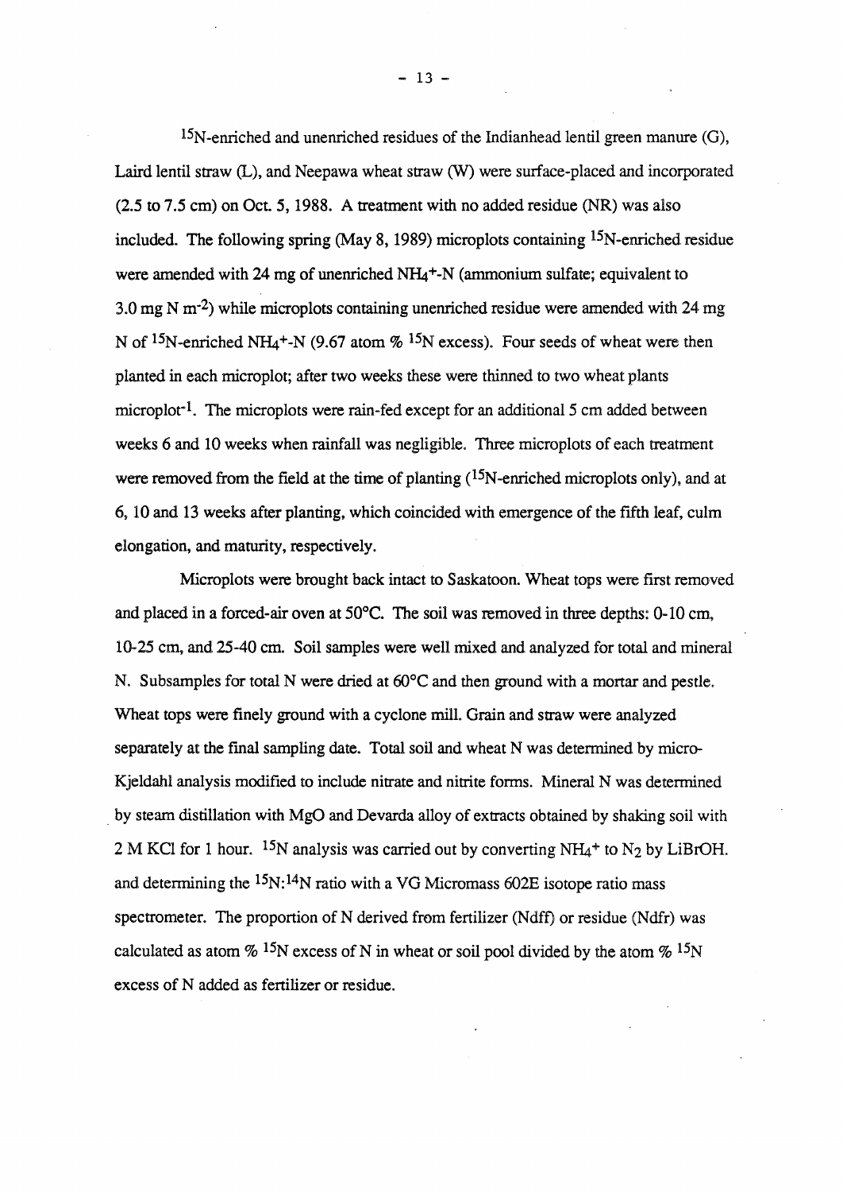$^{15}N$-enriched and unenriched residues of the Indianhead lentil green manure (G), Laird lentil straw (L), and Neepawa wheat straw (W) were surface-placed and incorporated (2.5 to 7.5 cm) on Oct. 5, 1988. A treatment with no added residue (NR) was also included. The following spring (May 8, 1989) microplots containing $^{15}N$-enriched residue were amended with 24 mg of unenriched $NH_4^+$-N (ammonium sulfate; equivalent to 3.0 mg N $m^{-2}$) while microplots containing unenriched residue were amended with 24 mg N of $^{15}N$-enriched $NH_4^+$-N (9.67 atom % $^{15}N$ excess). Four seeds of wheat were then planted in each microplot; after two weeks these were thinned to two wheat plants $microplot^{-1}$. The microplots were rain-fed except for an additional 5 cm added between weeks 6 and 10 weeks when rainfall was negligible. Three microplots of each treatment were removed from the field at the time of planting ($^{15}N$-enriched microplots only), and at 6, 10 and 13 weeks after planting, which coincided with emergence of the fifth leaf, culm elongation, and maturity, respectively.

Microplots were brought back intact to Saskatoon. Wheat tops were first removed and placed in a forced-air oven at 50°C. The soil was removed in three depths: 0-10 cm, 10-25 cm, and 25-40 cm. Soil samples were well mixed and analyzed for total and mineral N. Subsamples for total N were dried at 60°C and then ground with a mortar and pestle. Wheat tops were finely ground with a cyclone mill. Grain and straw were analyzed separately at the final sampling date. Total soil and wheat N was determined by micro-Kjeldahl analysis modified to include nitrate and nitrite forms. Mineral N was determined by steam distillation with MgO and Devarda alloy of extracts obtained by shaking soil with 2 M KCl for 1 hour. $^{15}N$ analysis was carried out by converting $NH_4^+$ to $N_2$ by LiBrOH. and determining the $^{15}N$:$^{14}N$ ratio with a VG Micromass 602E isotope ratio mass spectrometer. The proportion of N derived from fertilizer (Ndff) or residue (Ndfr) was calculated as atom % $^{15}N$ excess of N in wheat or soil pool divided by the atom % $^{15}N$ excess of N added as fertilizer or residue.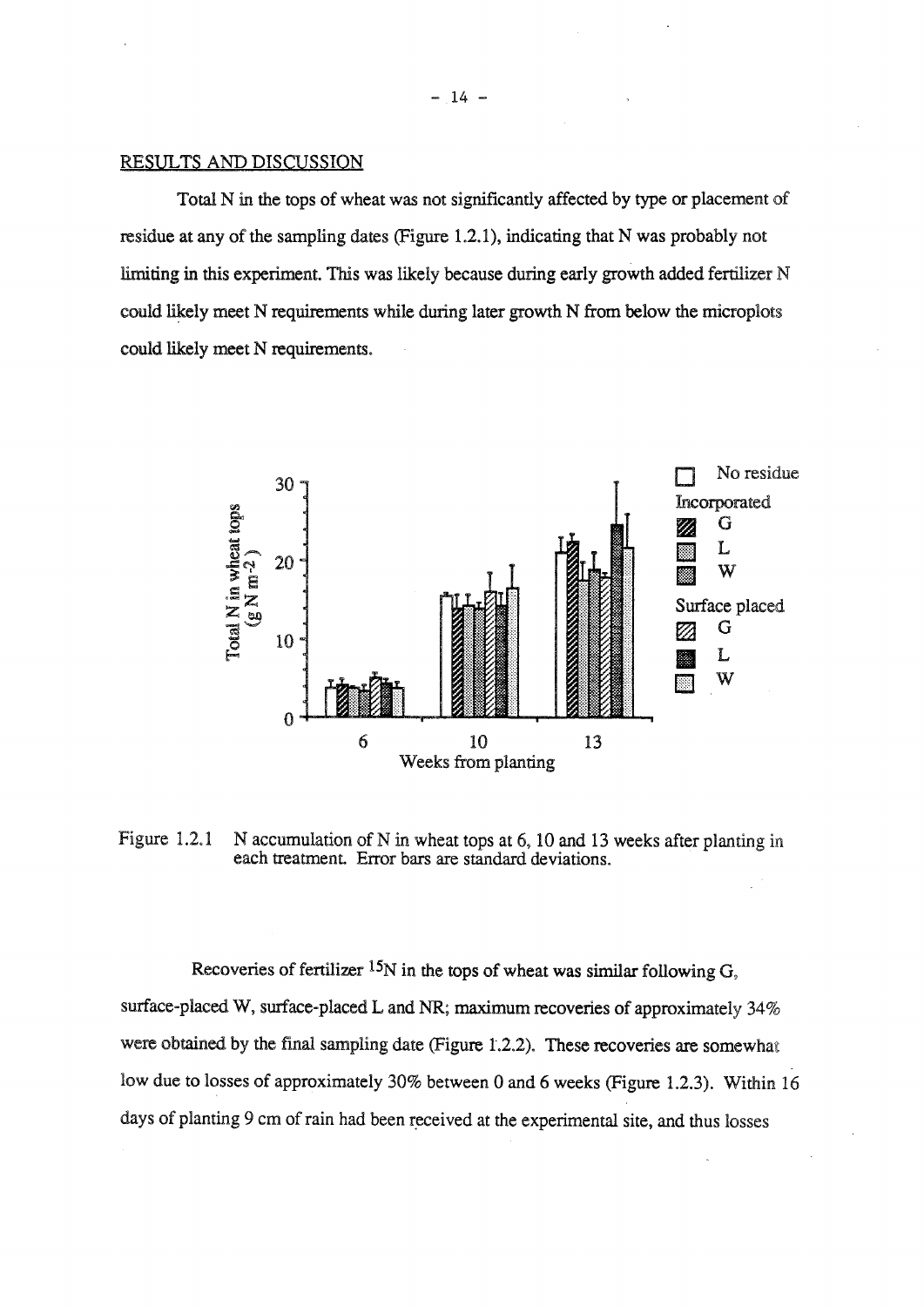## RESULTS AND DISCUSSION

Total N in the tops of wheat was not significantly affected by type or placement of residue at any of the sampling dates (Figure 1.2.1), indicating that N was probably not limiting in this experiment. This was likely because during early growth added fertilizer N could likely meet N requirements while during later growth N from below the microplots could likely meet N requirements.

Figure 1.2.1 N accumulation of N in wheat tops at 6, 10 and 13 weeks after planting in each treatment. Error bars are standard deviations.

Recoveries of fertilizer $^{15}N$ in the tops of wheat was similar following G, surface-placed W, surface-placed L and NR; maximum recoveries of approximately 34% were obtained by the final sampling date (Figure 1.2.2). These recoveries are somewhat low due to losses of approximately 30% between 0 and 6 weeks (Figure 1.2.3). Within 16 days of planting 9 cm of rain had been received at the experimental site, and thus losses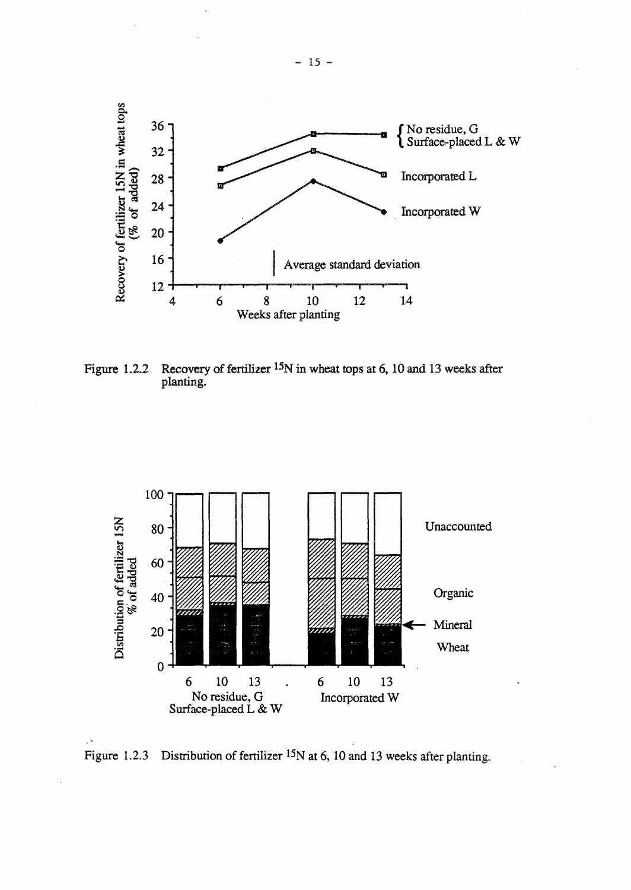Figure 1.2.2 Recovery of fertilizer $^{15}N$ in wheat tops at 6, 10 and 13 weeks after planting.

Figure 1.2.3 Distribution of fertilizer $^{15}N$ at 6, 10 and 13 weeks after planting.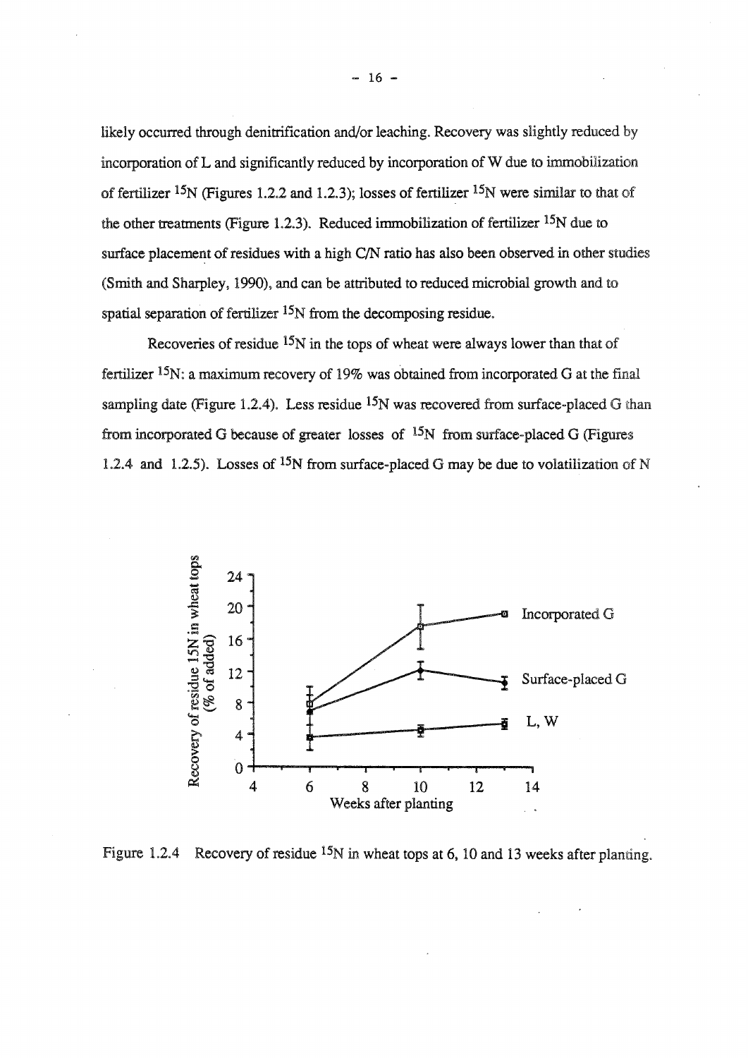likely occurred through denitrification and/or leaching. Recovery was slightly reduced by incorporation of L and significantly reduced by incorporation of W due to immobilization of fertilizer $^{15}N$ (Figures 1.2.2 and 1.2.3); losses of fertilizer $^{15}N$ were similar to that of the other treatments (Figure 1.2.3). Reduced immobilization of fertilizer $^{15}N$ due to surface placement of residues with a high C/N ratio has also been observed in other studies (Smith and Sharpley, 1990), and can be attributed to reduced microbial growth and to spatial separation of fertilizer $^{15}N$ from the decomposing residue.

Recoveries of residue $^{15}N$ in the tops of wheat were always lower than that of fertilizer $^{15}N$: a maximum recovery of 19% was obtained from incorporated G at the final sampling date (Figure 1.2.4). Less residue $^{15}N$ was recovered from surface-placed G than from incorporated G because of greater losses of $^{15}N$ from surface-placed G (Figures 1.2.4 and 1.2.5). Losses of $^{15}N$ from surface-placed G may be due to volatilization of N

Figure 1.2.4 Recovery of residue $^{15}N$ in wheat tops at 6, 10 and 13 weeks after planting.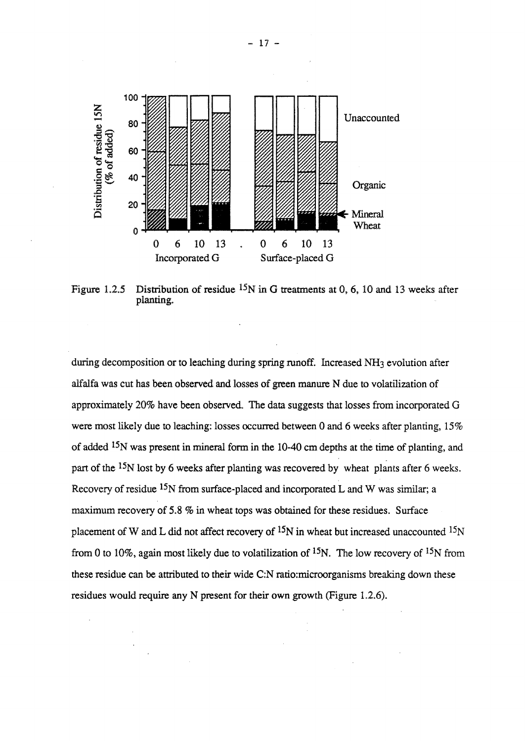Figure 1.2.5 Distribution of residue $^{15}N$ in G treatments at 0, 6, 10 and 13 weeks after planting.

during decomposition or to leaching during spring runoff. Increased $NH_3$ evolution after alfalfa was cut has been observed and losses of green manure N due to volatilization of approximately 20% have been observed. The data suggests that losses from incorporated G were most likely due to leaching: losses occurred between 0 and 6 weeks after planting, 15% of added $^{15}N$ was present in mineral form in the 10-40 cm depths at the time of planting, and part of the $^{15}N$ lost by 6 weeks after planting was recovered by wheat plants after 6 weeks. Recovery of residue $^{15}N$ from surface-placed and incorporated L and W was similar; a maximum recovery of 5.8 % in wheat tops was obtained for these residues. Surface placement of W and L did not affect recovery of $^{15}N$ in wheat but increased unaccounted $^{15}N$ from 0 to 10%, again most likely due to volatilization of $^{15}N$. The low recovery of $^{15}N$ from these residue can be attributed to their wide C:N ratio:microorganisms breaking down these residues would require any N present for their own growth (Figure 1.2.6).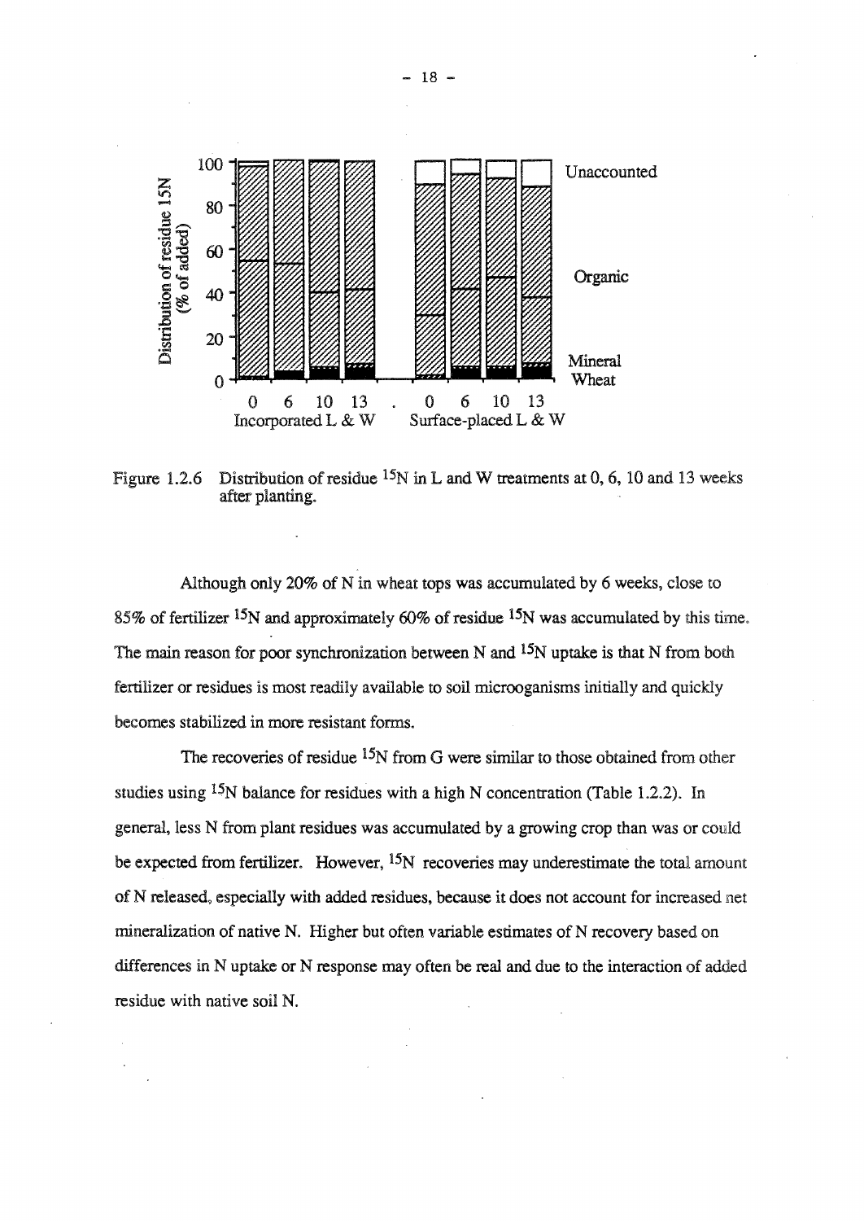Figure 1.2.6 Distribution of residue $^{15}N$ in L and W treatments at 0, 6, 10 and 13 weeks after planting.

Although only 20% of N in wheat tops was accumulated by 6 weeks, close to 85% of fertilizer $^{15}N$ and approximately 60% of residue $^{15}N$ was accumulated by this time. The main reason for poor synchronization between N and $^{15}N$ uptake is that N from both fertilizer or residues is most readily available to soil microoganisms initially and quickly becomes stabilized in more resistant forms.

The recoveries of residue $^{15}N$ from G were similar to those obtained from other studies using $^{15}N$ balance for residues with a high N concentration (Table 1.2.2). In general, less N from plant residues was accumulated by a growing crop than was or could be expected from fertilizer. However, $^{15}N$ recoveries may underestimate the total amount of N released, especially with added residues, because it does not account for increased net mineralization of native N. Higher but often variable estimates of N recovery based on differences in N uptake or N response may often be real and due to the interaction of added residue with native soil N.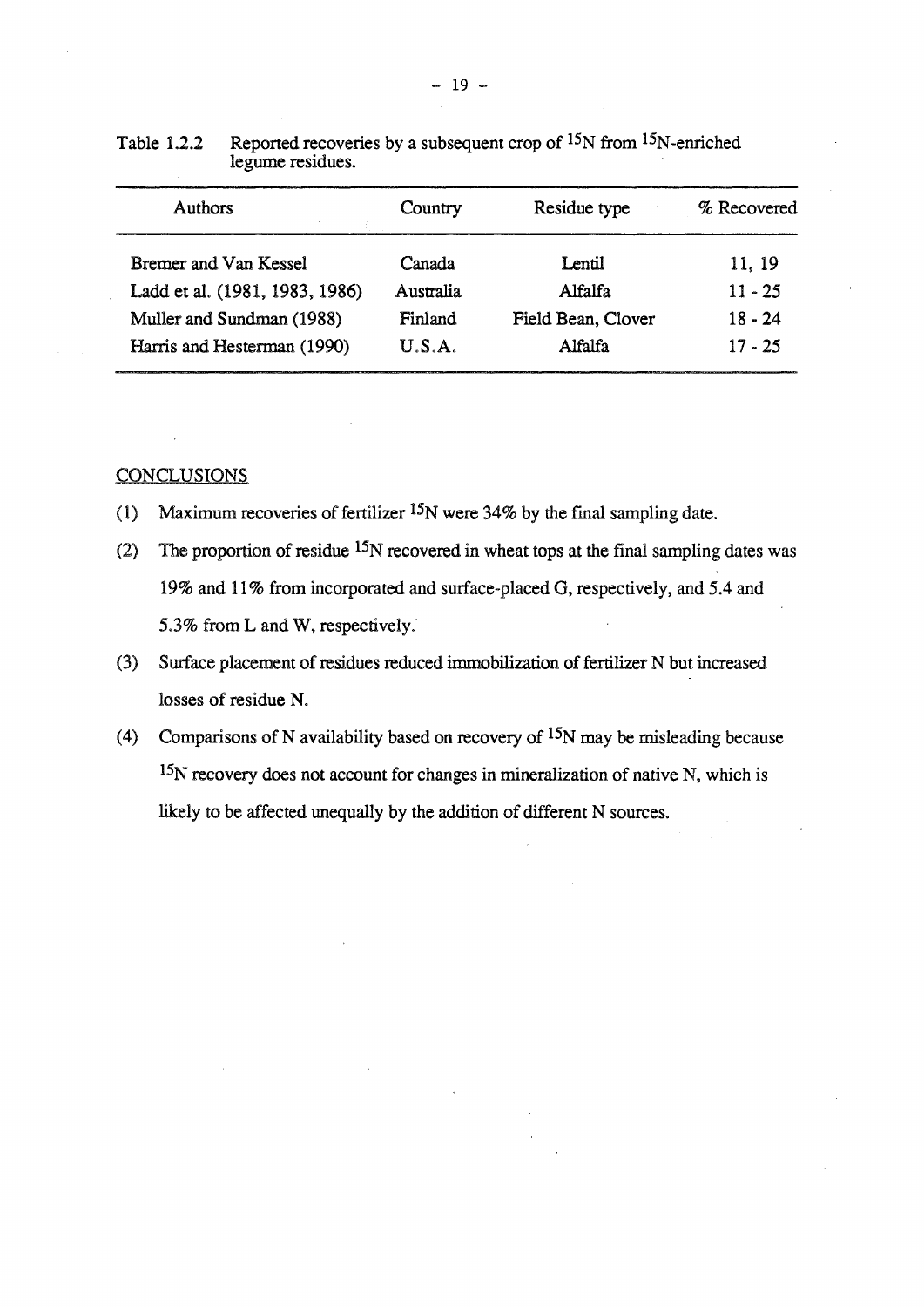Table 1.2.2 Reported recoveries by a subsequent crop of $^{15}N$ from $^{15}N$-enriched legume residues.

| Authors | Country | Residue type | % Recovered |
|---|---|---|---|
| Bremer and Van Kessel | Canada | Lentil | 11, 19 |
| Ladd et al. (1981, 1983, 1986) | Australia | Alfalfa | 11 - 25 |
| Muller and Sundman (1988) | Finland | Field Bean, Clover | 18 - 24 |
| Harris and Hesterman (1990) | U.S.A. | Alfalfa | 17 - 25 |

## CONCLUSIONS

(1) Maximum recoveries of fertilizer $^{15}N$ were 34% by the final sampling date.

(2) The proportion of residue $^{15}N$ recovered in wheat tops at the final sampling dates was 19% and 11% from incorporated and surface-placed G, respectively, and 5.4 and 5.3% from L and W, respectively.

(3) Surface placement of residues reduced immobilization of fertilizer N but increased losses of residue N.

(4) Comparisons of N availability based on recovery of $^{15}N$ may be misleading because $^{15}N$ recovery does not account for changes in mineralization of native N, which is likely to be affected unequally by the addition of different N sources.